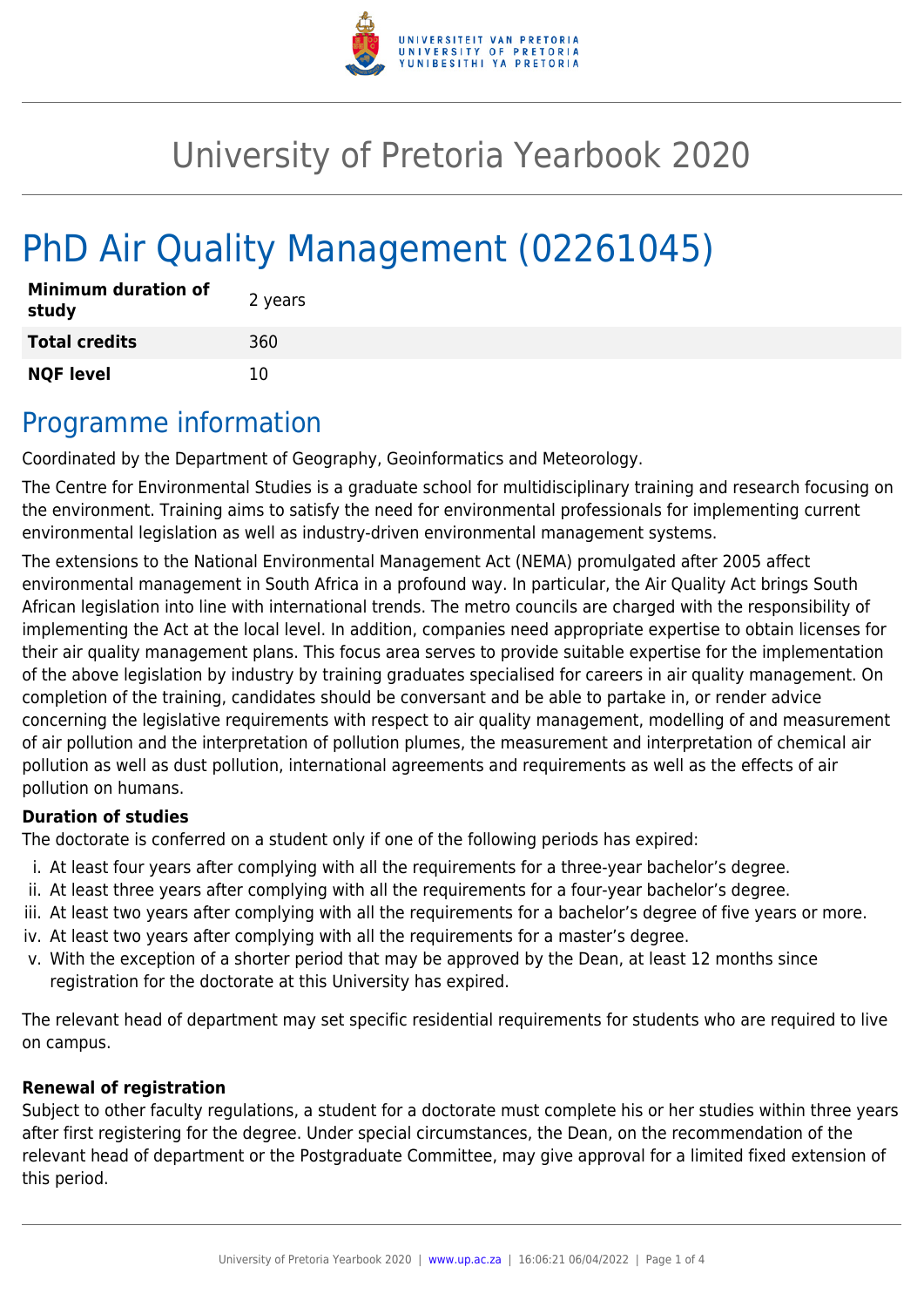# University of Pretoria Yearbook 2020

# PhD Air Quality Management (02261045)

| | |
|---|---|
| **Minimum duration of study** | 2 years |
| **Total credits** | 360 |
| **NQF level** | 10 |

## Programme information

Coordinated by the Department of Geography, Geoinformatics and Meteorology.

The Centre for Environmental Studies is a graduate school for multidisciplinary training and research focusing on the environment. Training aims to satisfy the need for environmental professionals for implementing current environmental legislation as well as industry-driven environmental management systems.

The extensions to the National Environmental Management Act (NEMA) promulgated after 2005 affect environmental management in South Africa in a profound way. In particular, the Air Quality Act brings South African legislation into line with international trends. The metro councils are charged with the responsibility of implementing the Act at the local level. In addition, companies need appropriate expertise to obtain licenses for their air quality management plans. This focus area serves to provide suitable expertise for the implementation of the above legislation by industry by training graduates specialised for careers in air quality management. On completion of the training, candidates should be conversant and be able to partake in, or render advice concerning the legislative requirements with respect to air quality management, modelling of and measurement of air pollution and the interpretation of pollution plumes, the measurement and interpretation of chemical air pollution as well as dust pollution, international agreements and requirements as well as the effects of air pollution on humans.

**Duration of studies**

The doctorate is conferred on a student only if one of the following periods has expired:

i. At least four years after complying with all the requirements for a three-year bachelor's degree.
ii. At least three years after complying with all the requirements for a four-year bachelor's degree.
iii. At least two years after complying with all the requirements for a bachelor's degree of five years or more.
iv. At least two years after complying with all the requirements for a master's degree.
v. With the exception of a shorter period that may be approved by the Dean, at least 12 months since registration for the doctorate at this University has expired.

The relevant head of department may set specific residential requirements for students who are required to live on campus.

**Renewal of registration**

Subject to other faculty regulations, a student for a doctorate must complete his or her studies within three years after first registering for the degree. Under special circumstances, the Dean, on the recommendation of the relevant head of department or the Postgraduate Committee, may give approval for a limited fixed extension of this period.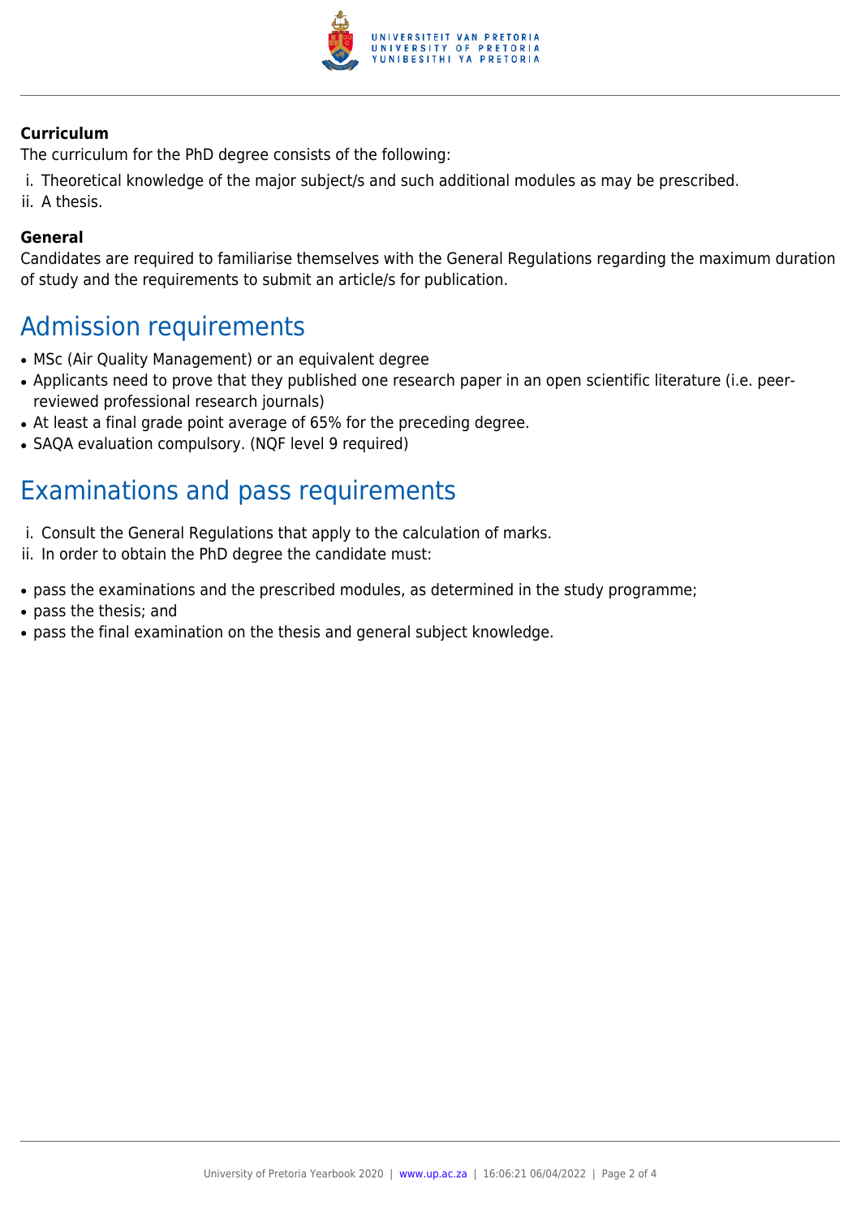**Curriculum**

The curriculum for the PhD degree consists of the following:

i. Theoretical knowledge of the major subject/s and such additional modules as may be prescribed.
ii. A thesis.

**General**

Candidates are required to familiarise themselves with the General Regulations regarding the maximum duration of study and the requirements to submit an article/s for publication.

## Admission requirements

- MSc (Air Quality Management) or an equivalent degree
- Applicants need to prove that they published one research paper in an open scientific literature (i.e. peer-reviewed professional research journals)
- At least a final grade point average of 65% for the preceding degree.
- SAQA evaluation compulsory. (NQF level 9 required)

## Examinations and pass requirements

i. Consult the General Regulations that apply to the calculation of marks.
ii. In order to obtain the PhD degree the candidate must:

- pass the examinations and the prescribed modules, as determined in the study programme;
- pass the thesis; and
- pass the final examination on the thesis and general subject knowledge.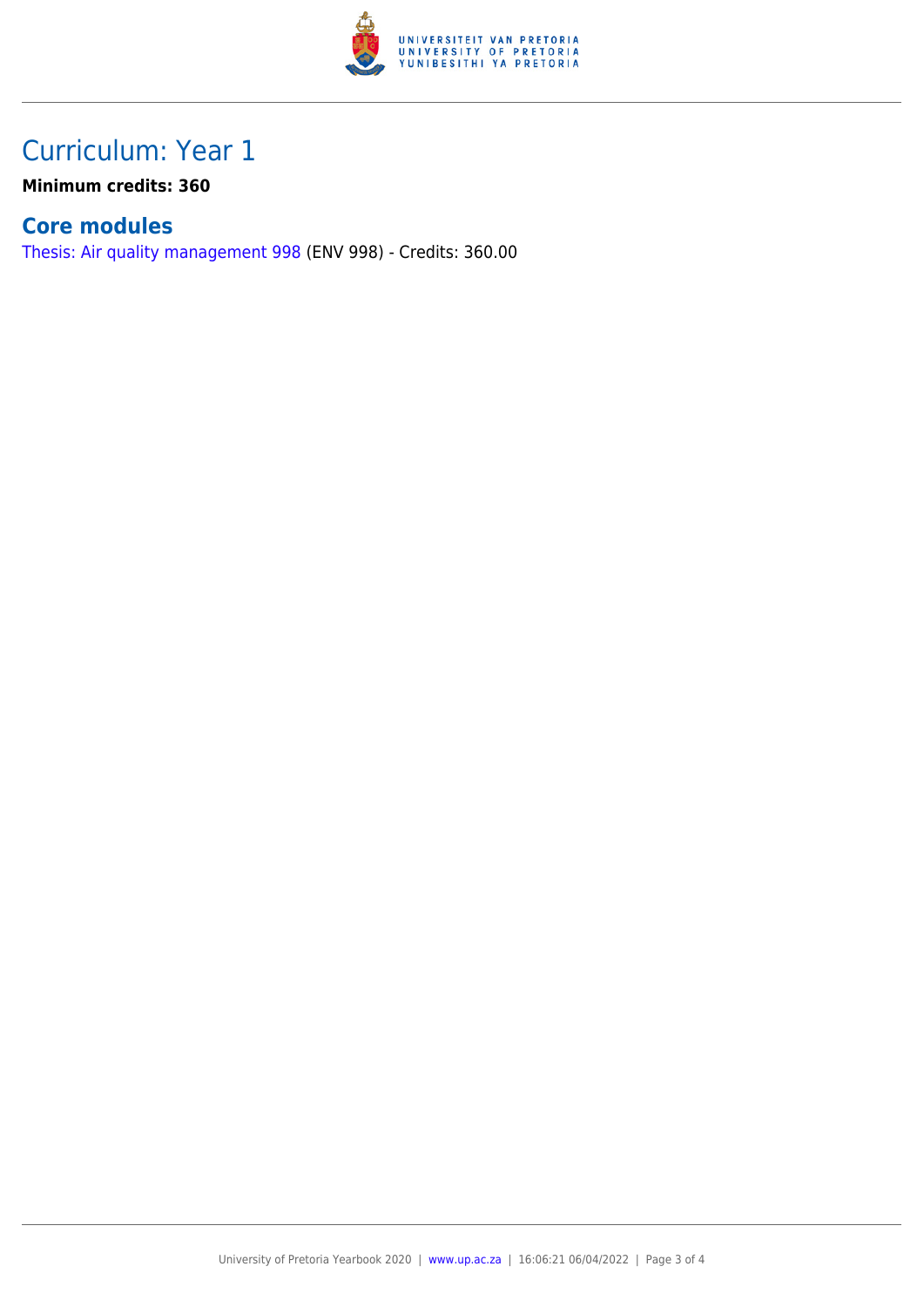# Curriculum: Year 1

**Minimum credits: 360**

## Core modules

Thesis: Air quality management 998 (ENV 998) - Credits: 360.00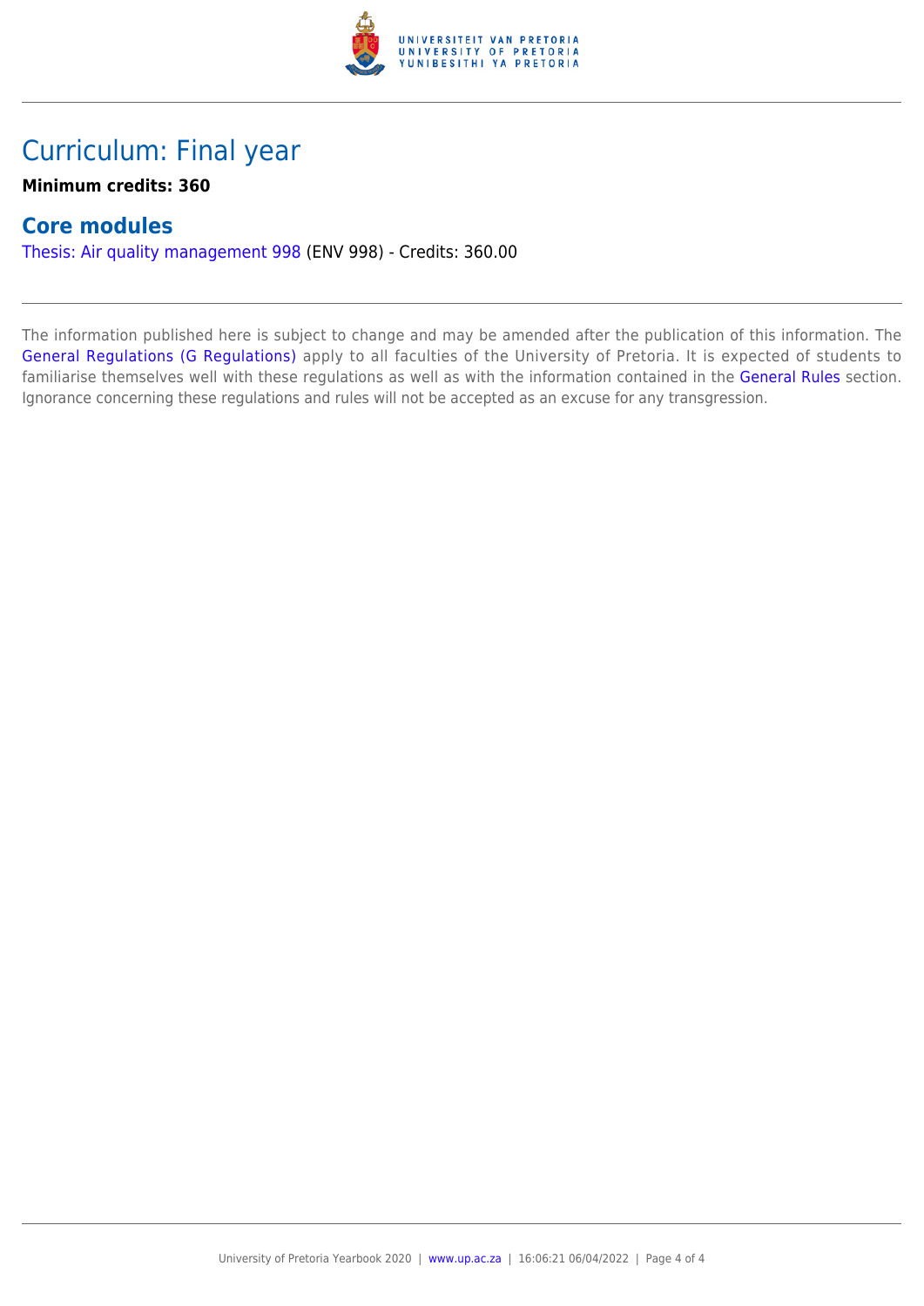## Curriculum: Final year

**Minimum credits: 360**

### Core modules

Thesis: Air quality management 998 (ENV 998) - Credits: 360.00

---

The information published here is subject to change and may be amended after the publication of this information. The General Regulations (G Regulations) apply to all faculties of the University of Pretoria. It is expected of students to familiarise themselves well with these regulations as well as with the information contained in the General Rules section. Ignorance concerning these regulations and rules will not be accepted as an excuse for any transgression.